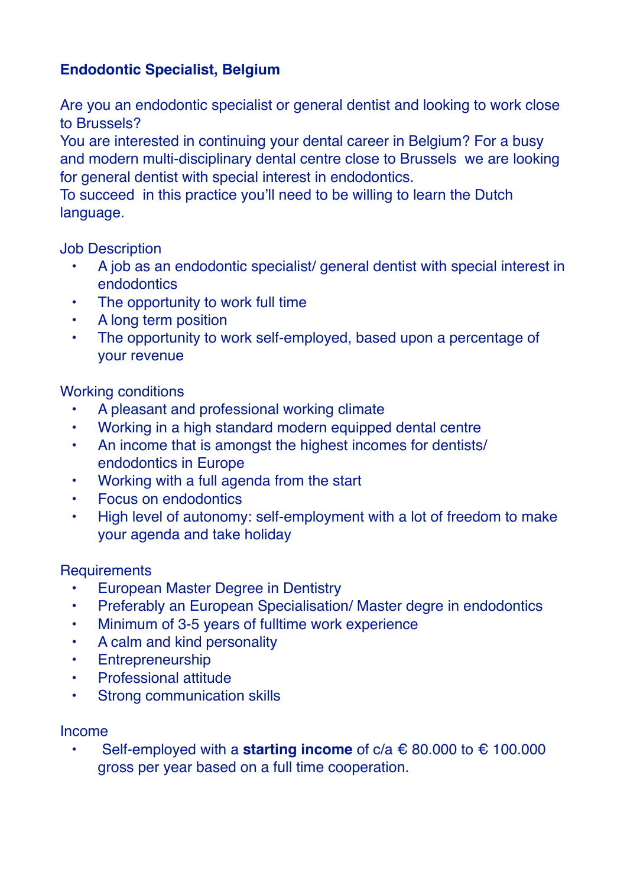# Endodontic Specialist, Belgium

Are you an endodontic specialist or general dentist and looking to work close to Brussels?
You are interested in continuing your dental career in Belgium? For a busy and modern multi-disciplinary dental centre close to Brussels we are looking for general dentist with special interest in endodontics.
To succeed in this practice you'll need to be willing to learn the Dutch language.

## Job Description

- A job as an endodontic specialist/ general dentist with special interest in endodontics
- The opportunity to work full time
- A long term position
- The opportunity to work self-employed, based upon a percentage of your revenue

## Working conditions

- A pleasant and professional working climate
- Working in a high standard modern equipped dental centre
- An income that is amongst the highest incomes for dentists/ endodontics in Europe
- Working with a full agenda from the start
- Focus on endodontics
- High level of autonomy: self-employment with a lot of freedom to make your agenda and take holiday

## Requirements

- European Master Degree in Dentistry
- Preferably an European Specialisation/ Master degre in endodontics
- Minimum of 3-5 years of fulltime work experience
- A calm and kind personality
- Entrepreneurship
- Professional attitude
- Strong communication skills

## Income

- Self-employed with a **starting income** of c/a € 80.000 to € 100.000 gross per year based on a full time cooperation.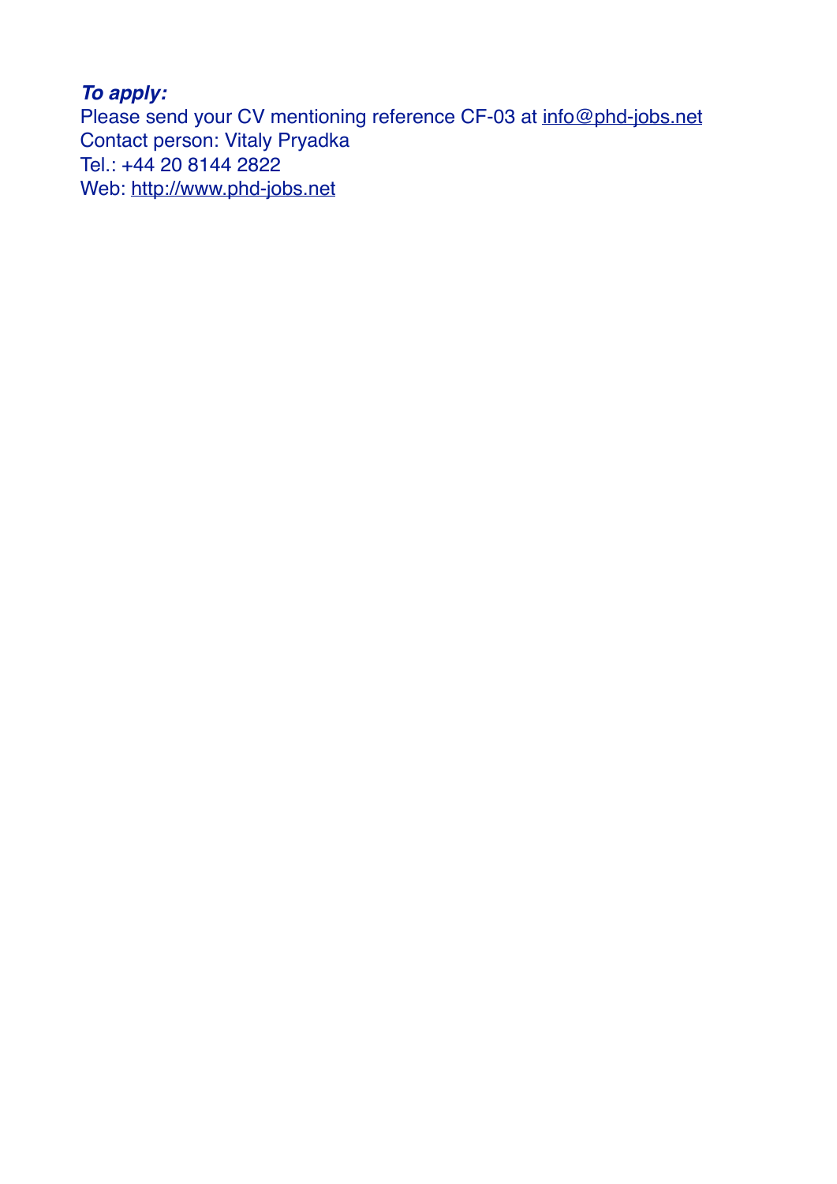***To apply:***
Please send your CV mentioning reference CF-03 at info@phd-jobs.net
Contact person: Vitaly Pryadka
Tel.: +44 20 8144 2822
Web: http://www.phd-jobs.net